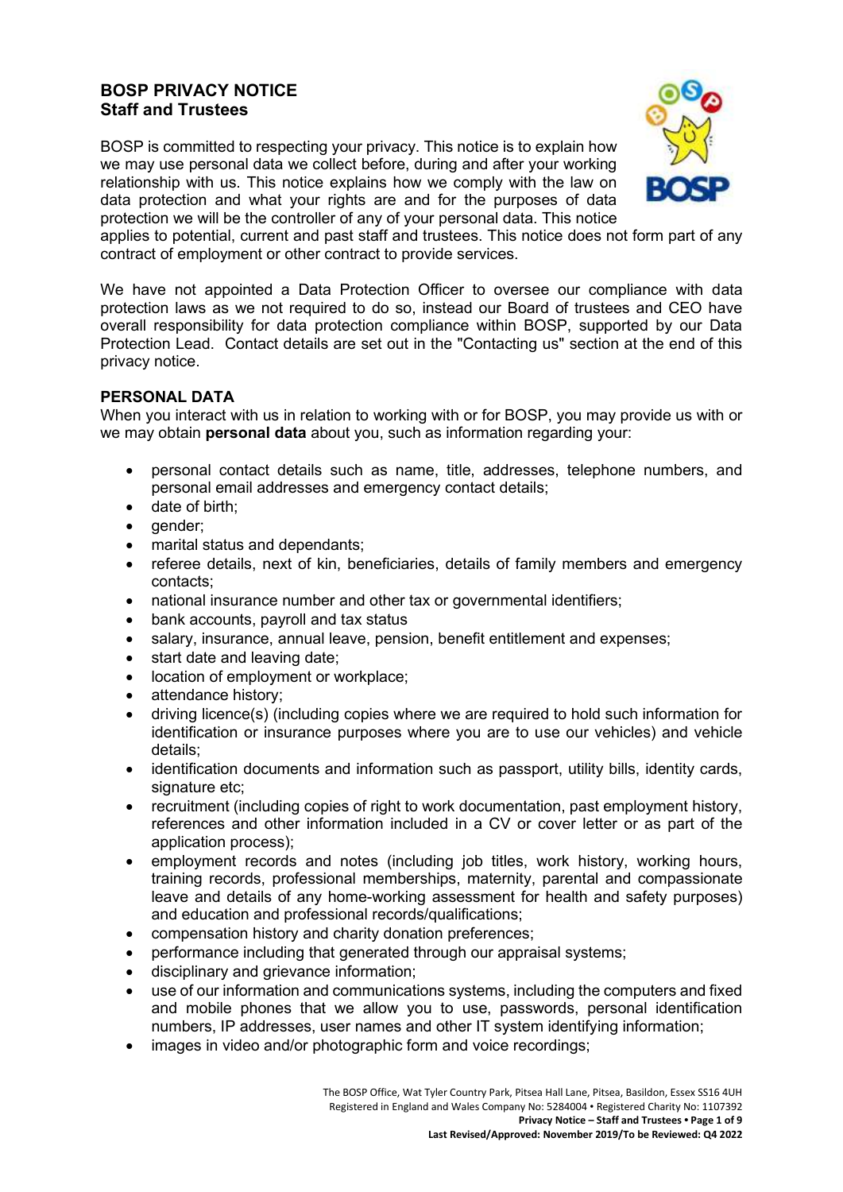# BOSP PRIVACY NOTICE
## Staff and Trustees

BOSP is committed to respecting your privacy. This notice is to explain how we may use personal data we collect before, during and after your working relationship with us. This notice explains how we comply with the law on data protection and what your rights are and for the purposes of data protection we will be the controller of any of your personal data. This notice applies to potential, current and past staff and trustees. This notice does not form part of any contract of employment or other contract to provide services.

We have not appointed a Data Protection Officer to oversee our compliance with data protection laws as we not required to do so, instead our Board of trustees and CEO have overall responsibility for data protection compliance within BOSP, supported by our Data Protection Lead. Contact details are set out in the "Contacting us" section at the end of this privacy notice.

### PERSONAL DATA

When you interact with us in relation to working with or for BOSP, you may provide us with or we may obtain **personal data** about you, such as information regarding your:

- personal contact details such as name, title, addresses, telephone numbers, and personal email addresses and emergency contact details;
- date of birth;
- gender;
- marital status and dependants;
- referee details, next of kin, beneficiaries, details of family members and emergency contacts;
- national insurance number and other tax or governmental identifiers;
- bank accounts, payroll and tax status
- salary, insurance, annual leave, pension, benefit entitlement and expenses;
- start date and leaving date;
- location of employment or workplace;
- attendance history;
- driving licence(s) (including copies where we are required to hold such information for identification or insurance purposes where you are to use our vehicles) and vehicle details;
- identification documents and information such as passport, utility bills, identity cards, signature etc;
- recruitment (including copies of right to work documentation, past employment history, references and other information included in a CV or cover letter or as part of the application process);
- employment records and notes (including job titles, work history, working hours, training records, professional memberships, maternity, parental and compassionate leave and details of any home-working assessment for health and safety purposes) and education and professional records/qualifications;
- compensation history and charity donation preferences;
- performance including that generated through our appraisal systems;
- disciplinary and grievance information;
- use of our information and communications systems, including the computers and fixed and mobile phones that we allow you to use, passwords, personal identification numbers, IP addresses, user names and other IT system identifying information;
- images in video and/or photographic form and voice recordings;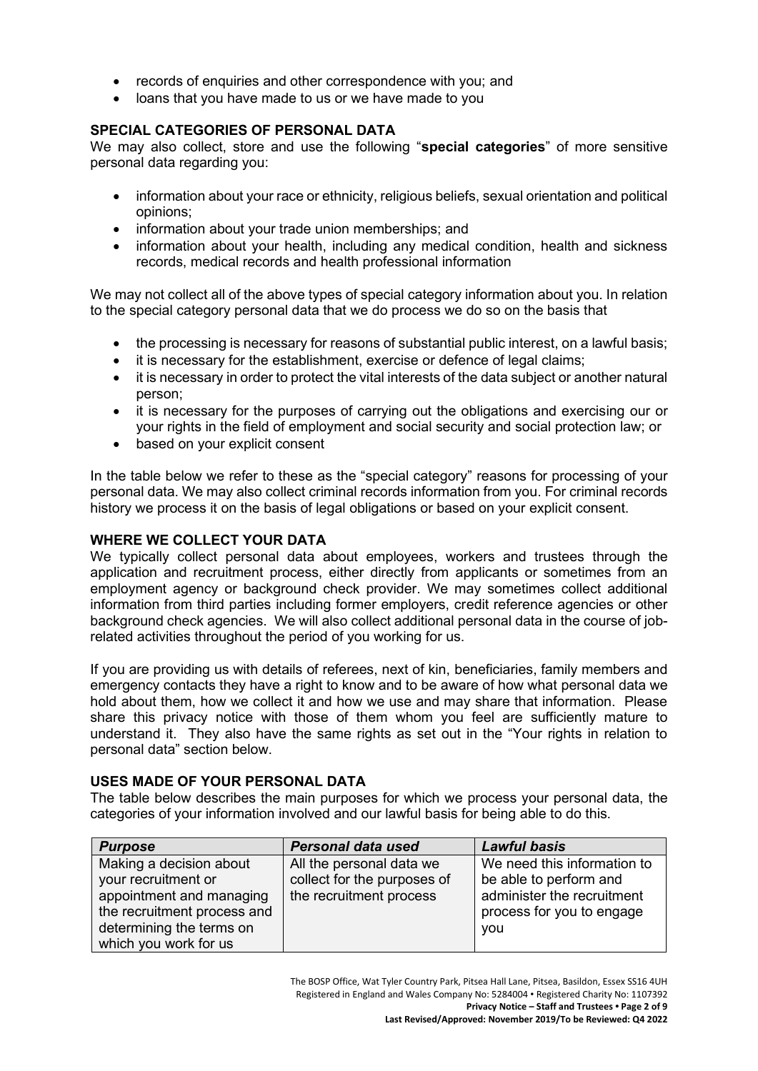- records of enquiries and other correspondence with you; and
- loans that you have made to us or we have made to you

**SPECIAL CATEGORIES OF PERSONAL DATA**

We may also collect, store and use the following "**special categories**" of more sensitive personal data regarding you:

- information about your race or ethnicity, religious beliefs, sexual orientation and political opinions;
- information about your trade union memberships; and
- information about your health, including any medical condition, health and sickness records, medical records and health professional information

We may not collect all of the above types of special category information about you. In relation to the special category personal data that we do process we do so on the basis that

- the processing is necessary for reasons of substantial public interest, on a lawful basis;
- it is necessary for the establishment, exercise or defence of legal claims;
- it is necessary in order to protect the vital interests of the data subject or another natural person;
- it is necessary for the purposes of carrying out the obligations and exercising our or your rights in the field of employment and social security and social protection law; or
- based on your explicit consent

In the table below we refer to these as the "special category" reasons for processing of your personal data. We may also collect criminal records information from you. For criminal records history we process it on the basis of legal obligations or based on your explicit consent.

**WHERE WE COLLECT YOUR DATA**

We typically collect personal data about employees, workers and trustees through the application and recruitment process, either directly from applicants or sometimes from an employment agency or background check provider. We may sometimes collect additional information from third parties including former employers, credit reference agencies or other background check agencies. We will also collect additional personal data in the course of job-related activities throughout the period of you working for us.

If you are providing us with details of referees, next of kin, beneficiaries, family members and emergency contacts they have a right to know and to be aware of how what personal data we hold about them, how we collect it and how we use and may share that information. Please share this privacy notice with those of them whom you feel are sufficiently mature to understand it. They also have the same rights as set out in the "Your rights in relation to personal data" section below.

**USES MADE OF YOUR PERSONAL DATA**

The table below describes the main purposes for which we process your personal data, the categories of your information involved and our lawful basis for being able to do this.

| ***Purpose*** | ***Personal data used*** | ***Lawful basis*** |
|---|---|---|
| Making a decision about your recruitment or appointment and managing the recruitment process and determining the terms on which you work for us | All the personal data we collect for the purposes of the recruitment process | We need this information to be able to perform and administer the recruitment process for you to engage you |

The BOSP Office, Wat Tyler Country Park, Pitsea Hall Lane, Pitsea, Basildon, Essex SS16 4UH
Registered in England and Wales Company No: 5284004 • Registered Charity No: 1107392
**Privacy Notice – Staff and Trustees**
**Last Revised/Approved: November 2019/To be Reviewed: Q4 2022**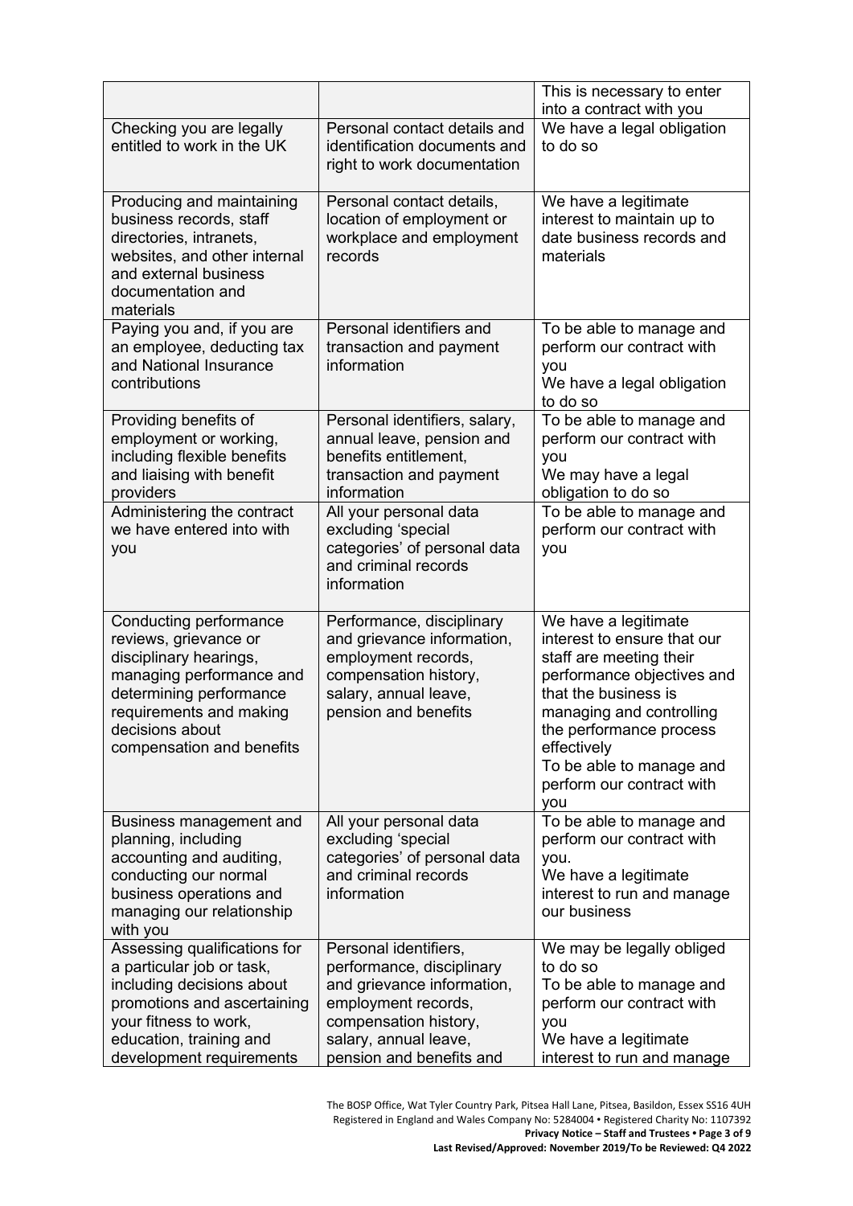| | | |
|---|---|---|
| | | This is necessary to enter into a contract with you |
| Checking you are legally entitled to work in the UK | Personal contact details and identification documents and right to work documentation | We have a legal obligation to do so |
| Producing and maintaining business records, staff directories, intranets, websites, and other internal and external business documentation and materials | Personal contact details, location of employment or workplace and employment records | We have a legitimate interest to maintain up to date business records and materials |
| Paying you and, if you are an employee, deducting tax and National Insurance contributions | Personal identifiers and transaction and payment information | To be able to manage and perform our contract with you<br>We have a legal obligation to do so |
| Providing benefits of employment or working, including flexible benefits and liaising with benefit providers | Personal identifiers, salary, annual leave, pension and benefits entitlement, transaction and payment information | To be able to manage and perform our contract with you<br>We may have a legal obligation to do so |
| Administering the contract we have entered into with you | All your personal data excluding 'special categories' of personal data and criminal records information | To be able to manage and perform our contract with you |
| Conducting performance reviews, grievance or disciplinary hearings, managing performance and determining performance requirements and making decisions about compensation and benefits | Performance, disciplinary and grievance information, employment records, compensation history, salary, annual leave, pension and benefits | We have a legitimate interest to ensure that our staff are meeting their performance objectives and that the business is managing and controlling the performance process effectively<br>To be able to manage and perform our contract with you |
| Business management and planning, including accounting and auditing, conducting our normal business operations and managing our relationship with you | All your personal data excluding 'special categories' of personal data and criminal records information | To be able to manage and perform our contract with you.<br>We have a legitimate interest to run and manage our business |
| Assessing qualifications for a particular job or task, including decisions about promotions and ascertaining your fitness to work, education, training and development requirements | Personal identifiers, performance, disciplinary and grievance information, employment records, compensation history, salary, annual leave, pension and benefits and | We may be legally obliged to do so<br>To be able to manage and perform our contract with you<br>We have a legitimate interest to run and manage |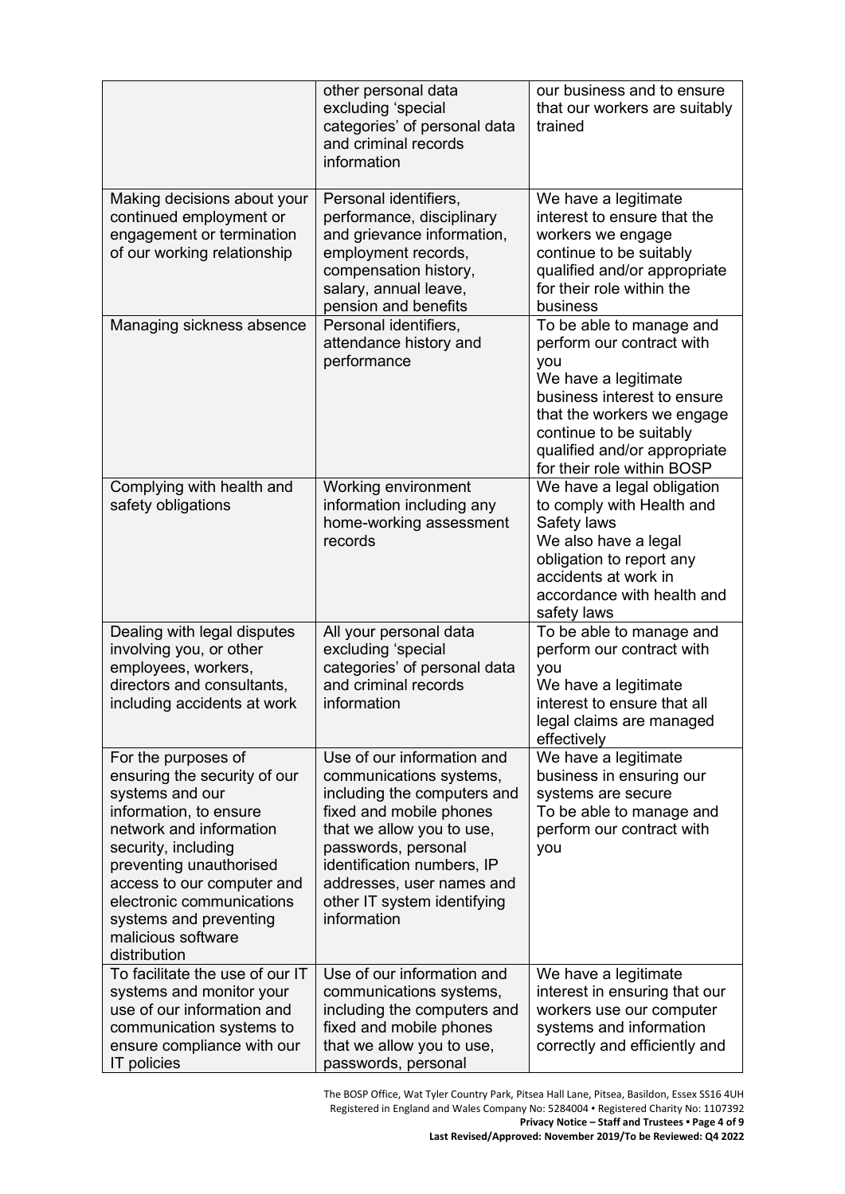| | | |
|---|---|---|
| | other personal data excluding 'special categories' of personal data and criminal records information | our business and to ensure that our workers are suitably trained |
| Making decisions about your continued employment or engagement or termination of our working relationship | Personal identifiers, performance, disciplinary and grievance information, employment records, compensation history, salary, annual leave, pension and benefits | We have a legitimate interest to ensure that the workers we engage continue to be suitably qualified and/or appropriate for their role within the business |
| Managing sickness absence | Personal identifiers, attendance history and performance | To be able to manage and perform our contract with you<br>We have a legitimate business interest to ensure that the workers we engage continue to be suitably qualified and/or appropriate for their role within BOSP |
| Complying with health and safety obligations | Working environment information including any home-working assessment records | We have a legal obligation to comply with Health and Safety laws<br>We also have a legal obligation to report any accidents at work in accordance with health and safety laws |
| Dealing with legal disputes involving you, or other employees, workers, directors and consultants, including accidents at work | All your personal data excluding 'special categories' of personal data and criminal records information | To be able to manage and perform our contract with you<br>We have a legitimate interest to ensure that all legal claims are managed effectively |
| For the purposes of ensuring the security of our systems and our information, to ensure network and information security, including preventing unauthorised access to our computer and electronic communications systems and preventing malicious software distribution | Use of our information and communications systems, including the computers and fixed and mobile phones that we allow you to use, passwords, personal identification numbers, IP addresses, user names and other IT system identifying information | We have a legitimate business in ensuring our systems are secure<br>To be able to manage and perform our contract with you |
| To facilitate the use of our IT systems and monitor your use of our information and communication systems to ensure compliance with our IT policies | Use of our information and communications systems, including the computers and fixed and mobile phones that we allow you to use, passwords, personal | We have a legitimate interest in ensuring that our workers use our computer systems and information correctly and efficiently and |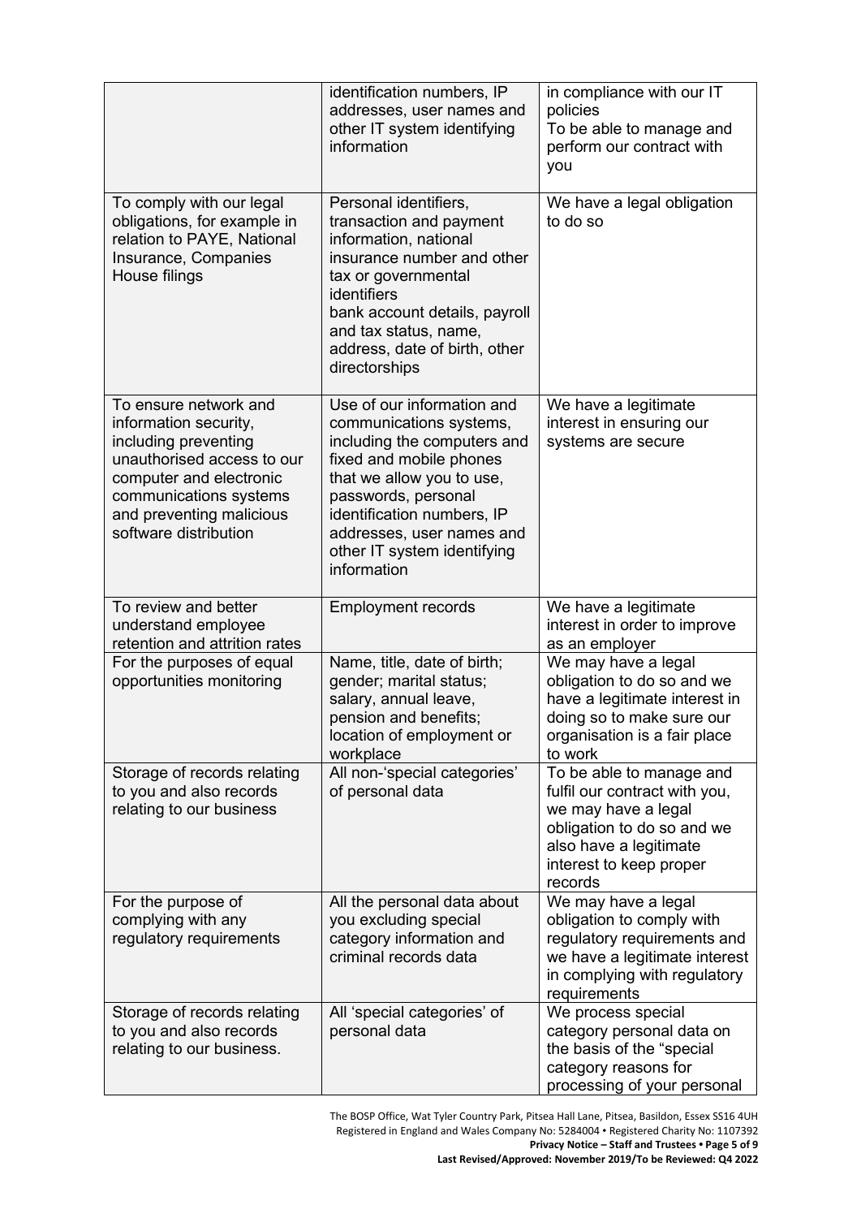| | | |
|---|---|---|
| | identification numbers, IP addresses, user names and other IT system identifying information | in compliance with our IT policies<br>To be able to manage and perform our contract with you |
| To comply with our legal obligations, for example in relation to PAYE, National Insurance, Companies House filings | Personal identifiers, transaction and payment information, national insurance number and other tax or governmental identifiers<br>bank account details, payroll and tax status, name, address, date of birth, other directorships | We have a legal obligation to do so |
| To ensure network and information security, including preventing unauthorised access to our computer and electronic communications systems and preventing malicious software distribution | Use of our information and communications systems, including the computers and fixed and mobile phones that we allow you to use, passwords, personal identification numbers, IP addresses, user names and other IT system identifying information | We have a legitimate interest in ensuring our systems are secure |
| To review and better understand employee retention and attrition rates | Employment records | We have a legitimate interest in order to improve as an employer |
| For the purposes of equal opportunities monitoring | Name, title, date of birth; gender; marital status; salary, annual leave, pension and benefits; location of employment or workplace | We may have a legal obligation to do so and we have a legitimate interest in doing so to make sure our organisation is a fair place to work |
| Storage of records relating to you and also records relating to our business | All non-'special categories' of personal data | To be able to manage and fulfil our contract with you, we may have a legal obligation to do so and we also have a legitimate interest to keep proper records |
| For the purpose of complying with any regulatory requirements | All the personal data about you excluding special category information and criminal records data | We may have a legal obligation to comply with regulatory requirements and we have a legitimate interest in complying with regulatory requirements |
| Storage of records relating to you and also records relating to our business. | All 'special categories' of personal data | We process special category personal data on the basis of the "special category reasons for processing of your personal |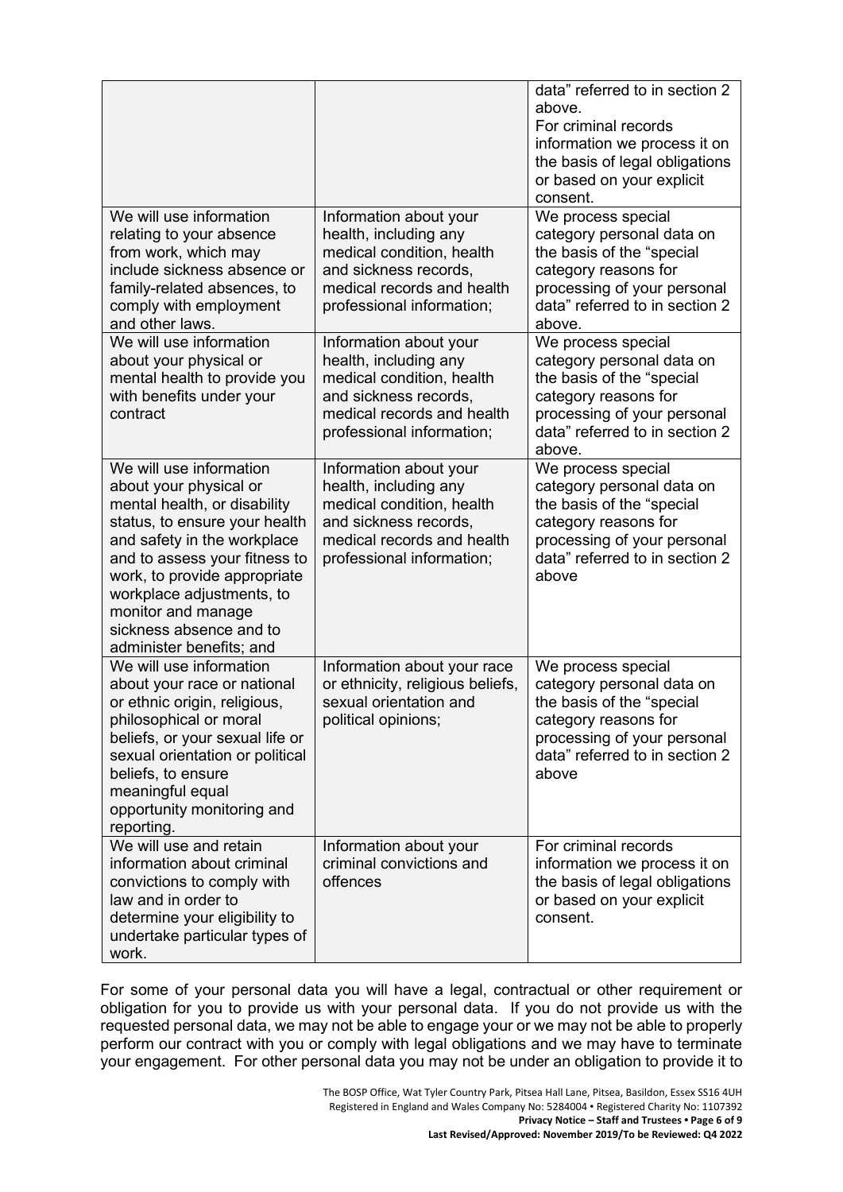| | | |
|---|---|---|
| | | data" referred to in section 2 above. For criminal records information we process it on the basis of legal obligations or based on your explicit consent. |
| We will use information relating to your absence from work, which may include sickness absence or family-related absences, to comply with employment and other laws. | Information about your health, including any medical condition, health and sickness records, medical records and health professional information; | We process special category personal data on the basis of the "special category reasons for processing of your personal data" referred to in section 2 above. |
| We will use information about your physical or mental health to provide you with benefits under your contract | Information about your health, including any medical condition, health and sickness records, medical records and health professional information; | We process special category personal data on the basis of the "special category reasons for processing of your personal data" referred to in section 2 above. |
| We will use information about your physical or mental health, or disability status, to ensure your health and safety in the workplace and to assess your fitness to work, to provide appropriate workplace adjustments, to monitor and manage sickness absence and to administer benefits; and | Information about your health, including any medical condition, health and sickness records, medical records and health professional information; | We process special category personal data on the basis of the "special category reasons for processing of your personal data" referred to in section 2 above |
| We will use information about your race or national or ethnic origin, religious, philosophical or moral beliefs, or your sexual life or sexual orientation or political beliefs, to ensure meaningful equal opportunity monitoring and reporting. | Information about your race or ethnicity, religious beliefs, sexual orientation and political opinions; | We process special category personal data on the basis of the "special category reasons for processing of your personal data" referred to in section 2 above |
| We will use and retain information about criminal convictions to comply with law and in order to determine your eligibility to undertake particular types of work. | Information about your criminal convictions and offences | For criminal records information we process it on the basis of legal obligations or based on your explicit consent. |

For some of your personal data you will have a legal, contractual or other requirement or obligation for you to provide us with your personal data. If you do not provide us with the requested personal data, we may not be able to engage your or we may not be able to properly perform our contract with you or comply with legal obligations and we may have to terminate your engagement. For other personal data you may not be under an obligation to provide it to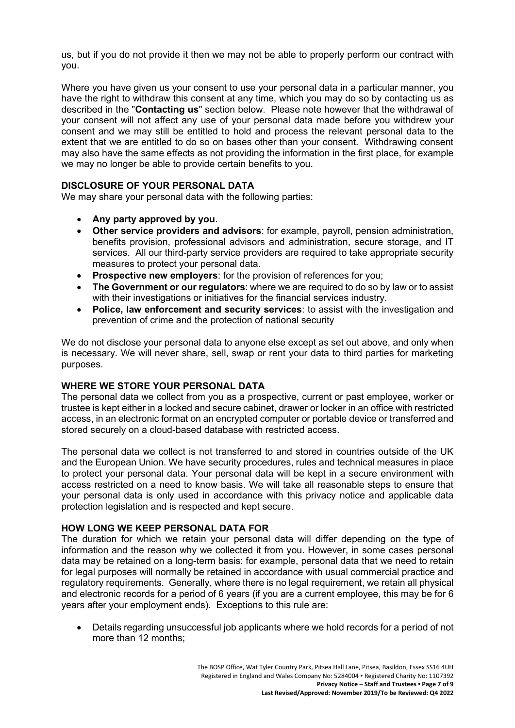us, but if you do not provide it then we may not be able to properly perform our contract with you.

Where you have given us your consent to use your personal data in a particular manner, you have the right to withdraw this consent at any time, which you may do so by contacting us as described in the "**Contacting us**" section below. Please note however that the withdrawal of your consent will not affect any use of your personal data made before you withdrew your consent and we may still be entitled to hold and process the relevant personal data to the extent that we are entitled to do so on bases other than your consent. Withdrawing consent may also have the same effects as not providing the information in the first place, for example we may no longer be able to provide certain benefits to you.

## DISCLOSURE OF YOUR PERSONAL DATA

We may share your personal data with the following parties:

- **Any party approved by you**.
- **Other service providers and advisors**: for example, payroll, pension administration, benefits provision, professional advisors and administration, secure storage, and IT services. All our third-party service providers are required to take appropriate security measures to protect your personal data.
- **Prospective new employers**: for the provision of references for you;
- **The Government or our regulators**: where we are required to do so by law or to assist with their investigations or initiatives for the financial services industry.
- **Police, law enforcement and security services**: to assist with the investigation and prevention of crime and the protection of national security

We do not disclose your personal data to anyone else except as set out above, and only when is necessary. We will never share, sell, swap or rent your data to third parties for marketing purposes.

## WHERE WE STORE YOUR PERSONAL DATA

The personal data we collect from you as a prospective, current or past employee, worker or trustee is kept either in a locked and secure cabinet, drawer or locker in an office with restricted access, in an electronic format on an encrypted computer or portable device or transferred and stored securely on a cloud-based database with restricted access.

The personal data we collect is not transferred to and stored in countries outside of the UK and the European Union. We have security procedures, rules and technical measures in place to protect your personal data. Your personal data will be kept in a secure environment with access restricted on a need to know basis. We will take all reasonable steps to ensure that your personal data is only used in accordance with this privacy notice and applicable data protection legislation and is respected and kept secure.

## HOW LONG WE KEEP PERSONAL DATA FOR

The duration for which we retain your personal data will differ depending on the type of information and the reason why we collected it from you. However, in some cases personal data may be retained on a long-term basis: for example, personal data that we need to retain for legal purposes will normally be retained in accordance with usual commercial practice and regulatory requirements. Generally, where there is no legal requirement, we retain all physical and electronic records for a period of 6 years (if you are a current employee, this may be for 6 years after your employment ends). Exceptions to this rule are:

- Details regarding unsuccessful job applicants where we hold records for a period of not more than 12 months;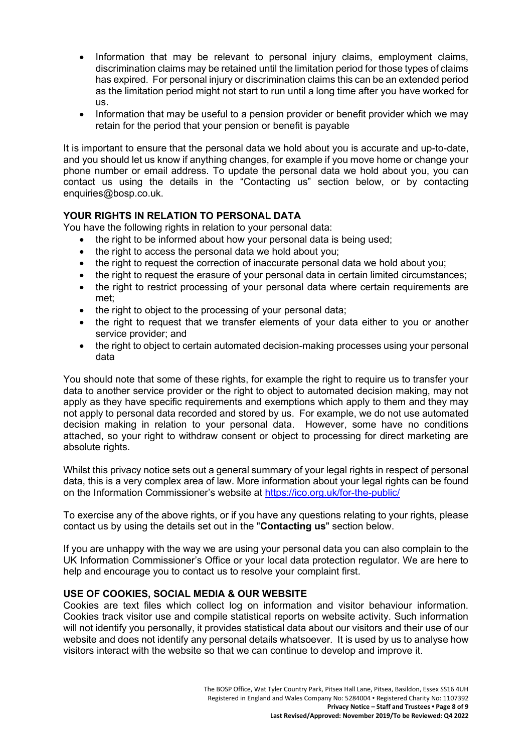- Information that may be relevant to personal injury claims, employment claims, discrimination claims may be retained until the limitation period for those types of claims has expired. For personal injury or discrimination claims this can be an extended period as the limitation period might not start to run until a long time after you have worked for us.
- Information that may be useful to a pension provider or benefit provider which we may retain for the period that your pension or benefit is payable

It is important to ensure that the personal data we hold about you is accurate and up-to-date, and you should let us know if anything changes, for example if you move home or change your phone number or email address. To update the personal data we hold about you, you can contact us using the details in the "Contacting us" section below, or by contacting enquiries@bosp.co.uk.

## YOUR RIGHTS IN RELATION TO PERSONAL DATA

You have the following rights in relation to your personal data:

- the right to be informed about how your personal data is being used;
- the right to access the personal data we hold about you;
- the right to request the correction of inaccurate personal data we hold about you;
- the right to request the erasure of your personal data in certain limited circumstances;
- the right to restrict processing of your personal data where certain requirements are met;
- the right to object to the processing of your personal data;
- the right to request that we transfer elements of your data either to you or another service provider; and
- the right to object to certain automated decision-making processes using your personal data

You should note that some of these rights, for example the right to require us to transfer your data to another service provider or the right to object to automated decision making, may not apply as they have specific requirements and exemptions which apply to them and they may not apply to personal data recorded and stored by us. For example, we do not use automated decision making in relation to your personal data. However, some have no conditions attached, so your right to withdraw consent or object to processing for direct marketing are absolute rights.

Whilst this privacy notice sets out a general summary of your legal rights in respect of personal data, this is a very complex area of law. More information about your legal rights can be found on the Information Commissioner's website at [https://ico.org.uk/for-the-public/](https://ico.org.uk/for-the-public/)

To exercise any of the above rights, or if you have any questions relating to your rights, please contact us by using the details set out in the "**Contacting us**" section below.

If you are unhappy with the way we are using your personal data you can also complain to the UK Information Commissioner's Office or your local data protection regulator. We are here to help and encourage you to contact us to resolve your complaint first.

## USE OF COOKIES, SOCIAL MEDIA & OUR WEBSITE

Cookies are text files which collect log on information and visitor behaviour information. Cookies track visitor use and compile statistical reports on website activity. Such information will not identify you personally, it provides statistical data about our visitors and their use of our website and does not identify any personal details whatsoever. It is used by us to analyse how visitors interact with the website so that we can continue to develop and improve it.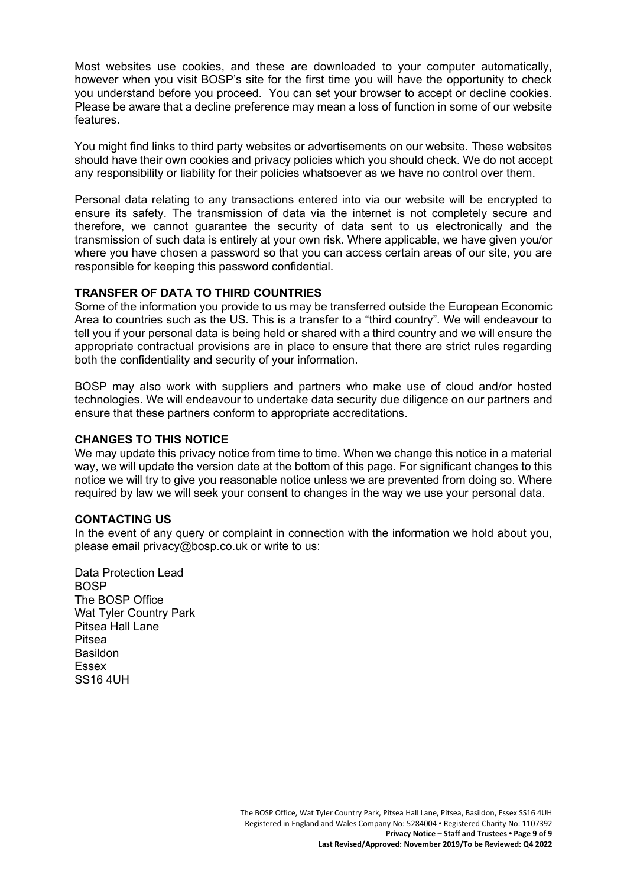Most websites use cookies, and these are downloaded to your computer automatically, however when you visit BOSP's site for the first time you will have the opportunity to check you understand before you proceed. You can set your browser to accept or decline cookies. Please be aware that a decline preference may mean a loss of function in some of our website features.

You might find links to third party websites or advertisements on our website. These websites should have their own cookies and privacy policies which you should check. We do not accept any responsibility or liability for their policies whatsoever as we have no control over them.

Personal data relating to any transactions entered into via our website will be encrypted to ensure its safety. The transmission of data via the internet is not completely secure and therefore, we cannot guarantee the security of data sent to us electronically and the transmission of such data is entirely at your own risk. Where applicable, we have given you/or where you have chosen a password so that you can access certain areas of our site, you are responsible for keeping this password confidential.

**TRANSFER OF DATA TO THIRD COUNTRIES**

Some of the information you provide to us may be transferred outside the European Economic Area to countries such as the US. This is a transfer to a "third country". We will endeavour to tell you if your personal data is being held or shared with a third country and we will ensure the appropriate contractual provisions are in place to ensure that there are strict rules regarding both the confidentiality and security of your information.

BOSP may also work with suppliers and partners who make use of cloud and/or hosted technologies. We will endeavour to undertake data security due diligence on our partners and ensure that these partners conform to appropriate accreditations.

**CHANGES TO THIS NOTICE**

We may update this privacy notice from time to time. When we change this notice in a material way, we will update the version date at the bottom of this page. For significant changes to this notice we will try to give you reasonable notice unless we are prevented from doing so. Where required by law we will seek your consent to changes in the way we use your personal data.

**CONTACTING US**

In the event of any query or complaint in connection with the information we hold about you, please email privacy@bosp.co.uk or write to us:

Data Protection Lead
BOSP
The BOSP Office
Wat Tyler Country Park
Pitsea Hall Lane
Pitsea
Basildon
Essex
SS16 4UH

**Last Revised/Approved: November 2019/To be Reviewed: Q4 2022**